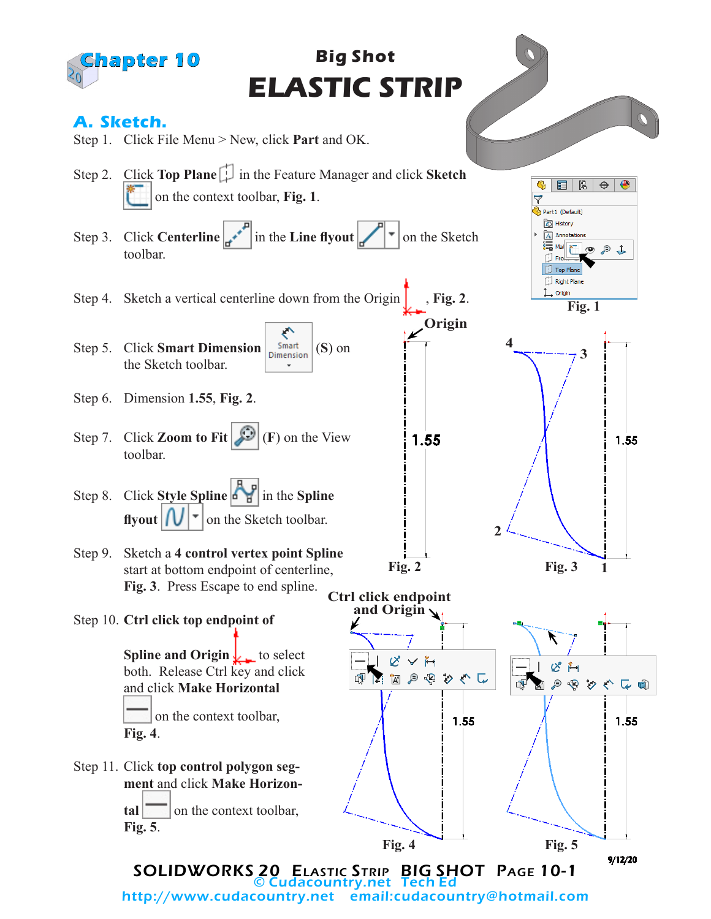# Chapter 10

## Big Shot
# ELASTIC STRIP

## A. Sketch.

Step 1. Click File Menu > New, click **Part** and OK.

Step 2. Click **Top Plane** in the Feature Manager and click **Sketch** on the context toolbar, **Fig. 1**.

Step 3. Click **Centerline** in the **Line flyout** on the Sketch toolbar.

Step 4. Sketch a vertical centerline down from the Origin, **Fig. 2**.

Step 5. Click **Smart Dimension** (**S**) on the Sketch toolbar.

Step 6. Dimension **1.55**, **Fig. 2**.

Step 7. Click **Zoom to Fit** (**F**) on the View toolbar.

Step 8. Click **Style Spline** in the **Spline flyout** on the Sketch toolbar.

Step 9. Sketch a **4 control vertex point Spline** start at bottom endpoint of centerline, **Fig. 3**. Press Escape to end spline.

Step 10. **Ctrl click top endpoint of Spline and Origin** to select both. Release Ctrl key and click and click **Make Horizontal** on the context toolbar, **Fig. 4**.

Step 11. Click **top control polygon segment** and click **Make Horizontal** on the context toolbar, **Fig. 5**.

Fig. 1

Origin

1.55

Fig. 2

4 3 2 1

1.55

Fig. 3

Ctrl click endpoint and Origin

1.55

Fig. 4

1.55

Fig. 5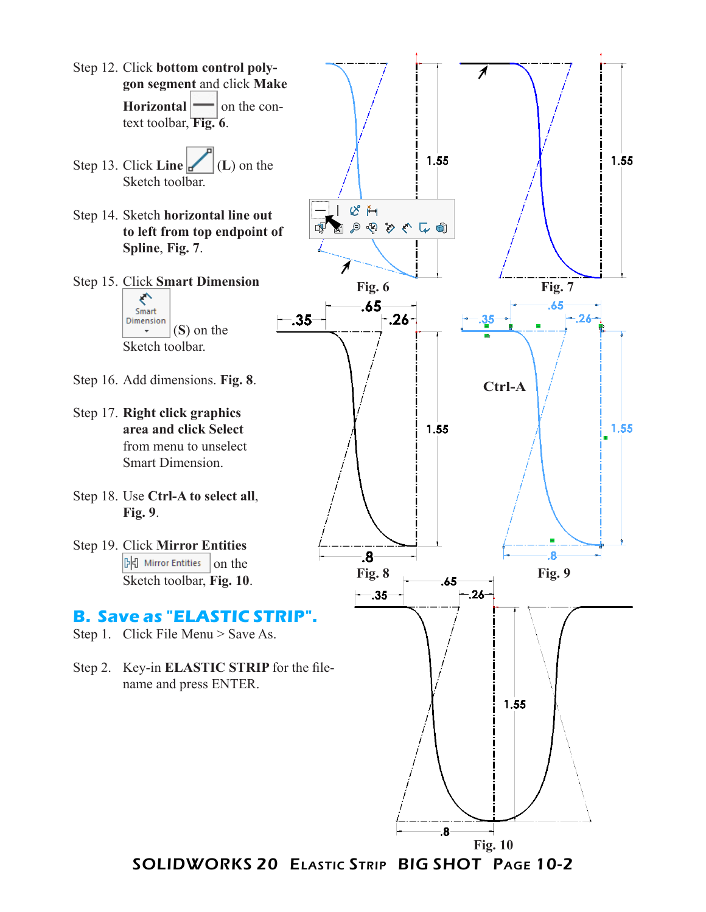Step 12. Click **bottom control polygon segment** and click **Make Horizontal** on the context toolbar, **Fig. 6**.

Step 13. Click **Line** (**L**) on the Sketch toolbar.

Step 14. Sketch **horizontal line out to left from top endpoint of Spline**, **Fig. 7**.

Step 15. Click **Smart Dimension** (**S**) on the Sketch toolbar.

Step 16. Add dimensions. **Fig. 8**.

Step 17. **Right click graphics area and click Select** from menu to unselect Smart Dimension.

Step 18. Use **Ctrl-A to select all**, **Fig. 9**.

Step 19. Click **Mirror Entities** on the Sketch toolbar, **Fig. 10**.

Fig. 6

Fig. 7

Fig. 8

Fig. 9

Fig. 10

## B. Save as "ELASTIC STRIP".

Step 1. Click File Menu > Save As.

Step 2. Key-in **ELASTIC STRIP** for the filename and press ENTER.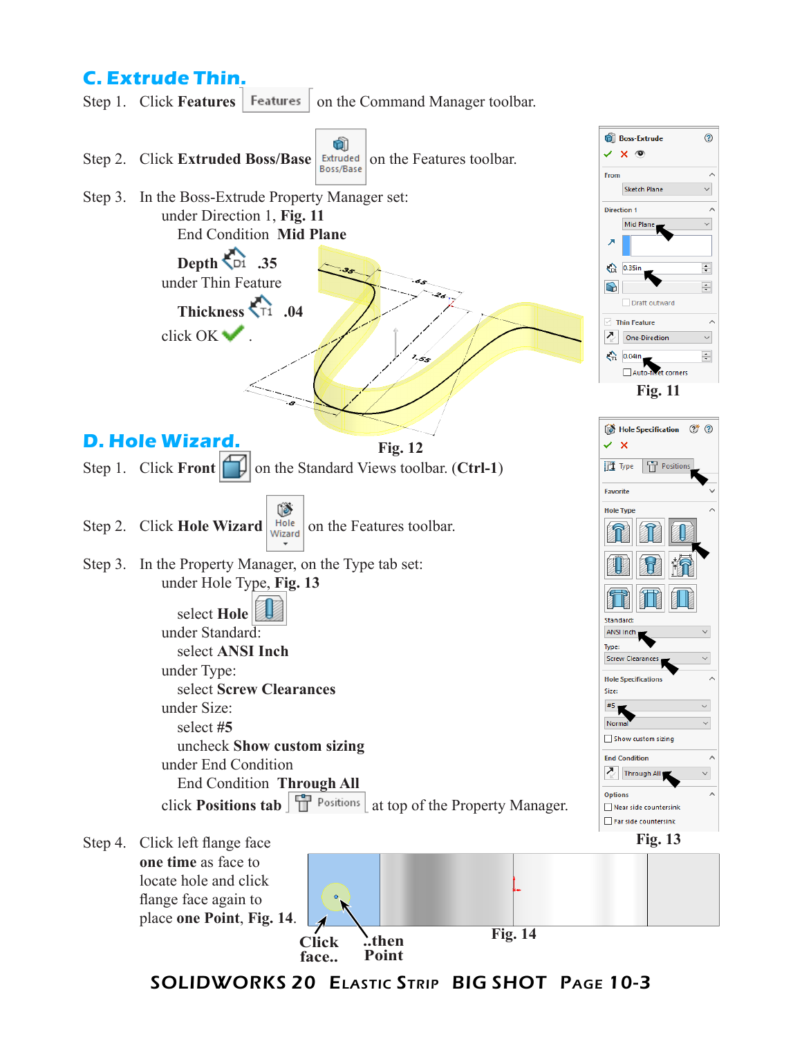## C. Extrude Thin.

Step 1. Click **Features** on the Command Manager toolbar.

Step 2. Click **Extruded Boss/Base** on the Features toolbar.

Step 3. In the Boss-Extrude Property Manager set:
- under Direction 1, **Fig. 11**
  - End Condition **Mid Plane**
  - **Depth** **.35**
- under Thin Feature
  - **Thickness** **.04**
- click OK.

Fig. 12

Fig. 11

## D. Hole Wizard.

Step 1. Click **Front** on the Standard Views toolbar. (**Ctrl-1**)

Step 2. Click **Hole Wizard** on the Features toolbar.

Step 3. In the Property Manager, on the Type tab set:
- under Hole Type, **Fig. 13**
  - select **Hole**
- under Standard:
  - select **ANSI Inch**
- under Type:
  - select **Screw Clearances**
- under Size:
  - select **#5**
  - uncheck **Show custom sizing**
- under End Condition
  - End Condition **Through All**
- click **Positions tab** at top of the Property Manager.

Fig. 13

Step 4. Click left flange face **one time** as face to locate hole and click flange face again to place **one Point**, **Fig. 14**.

Click face.. ..then Point

Fig. 14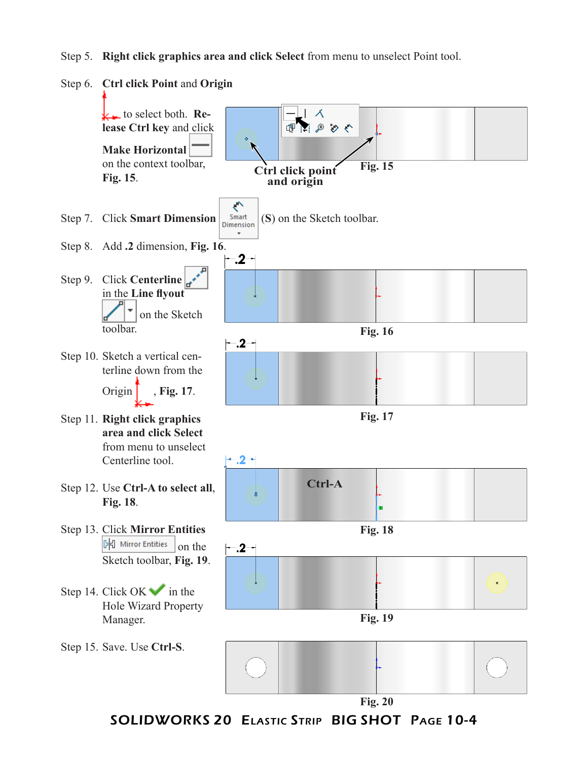Step 5. **Right click graphics area and click Select** from menu to unselect Point tool.

Step 6. **Ctrl click Point** and **Origin** to select both. **Release Ctrl key** and click **Make Horizontal** on the context toolbar, **Fig. 15**.

**Ctrl click point and origin**

**Fig. 15**

Step 7. Click **Smart Dimension** (**S**) on the Sketch toolbar.

Step 8. Add **.2** dimension, **Fig. 16**.

**Fig. 16**

Step 9. Click **Centerline** in the **Line flyout** on the Sketch toolbar.

Step 10. Sketch a vertical centerline down from the Origin, **Fig. 17**.

**Fig. 17**

Step 11. **Right click graphics area and click Select** from menu to unselect Centerline tool.

Step 12. Use **Ctrl-A to select all**, **Fig. 18**.

**Ctrl-A**

**Fig. 18**

Step 13. Click **Mirror Entities** on the Sketch toolbar, **Fig. 19**.

**Fig. 19**

Step 14. Click OK in the Hole Wizard Property Manager.

Step 15. Save. Use **Ctrl-S**.

**Fig. 20**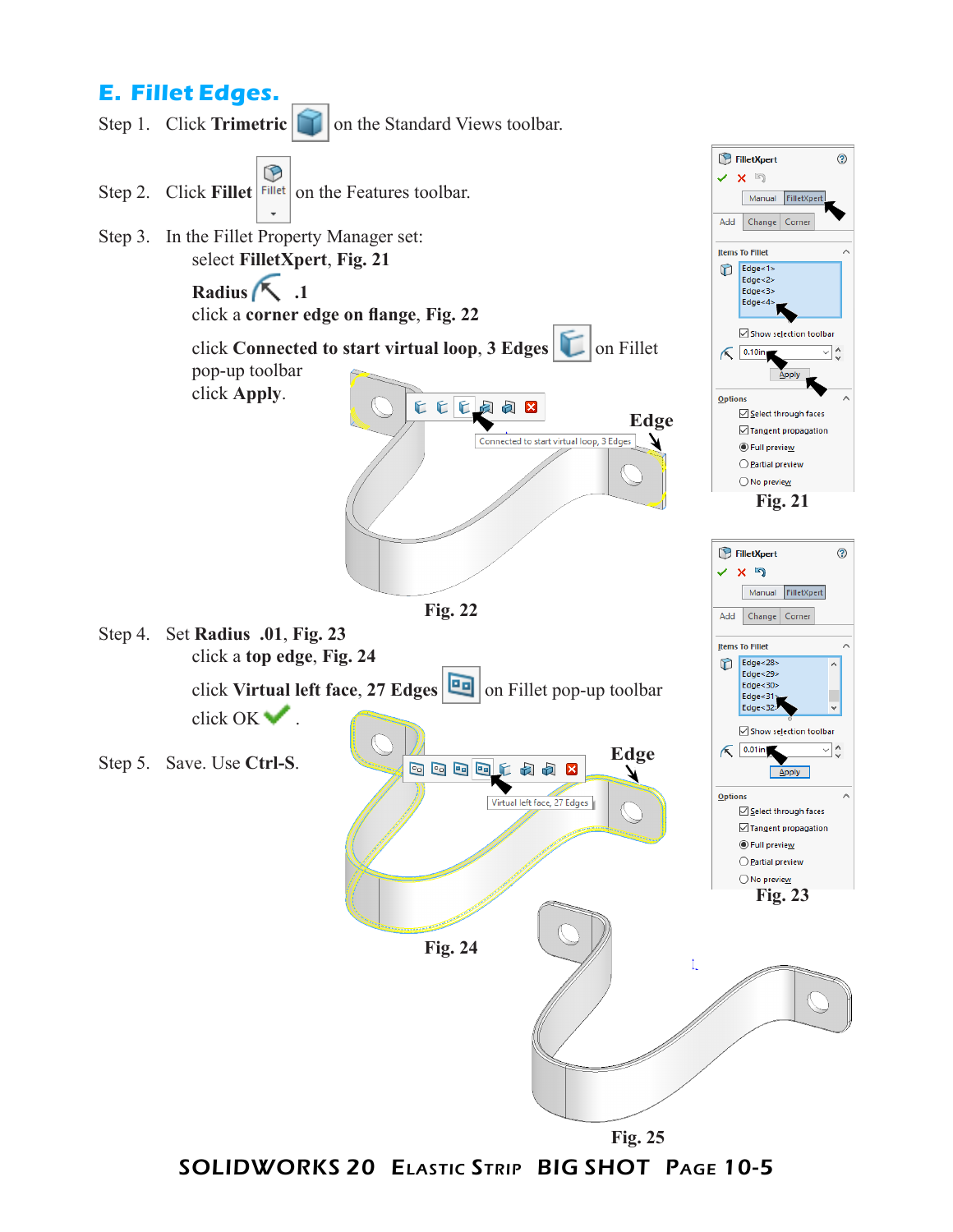## E. Fillet Edges.

Step 1. Click **Trimetric** on the Standard Views toolbar.

Step 2. Click **Fillet** on the Features toolbar.

Step 3. In the Fillet Property Manager set:

select **FilletXpert**, **Fig. 21**

**Radius** **.1**

click a **corner edge on flange**, **Fig. 22**

click **Connected to start virtual loop, 3 Edges** on Fillet pop-up toolbar

click **Apply**.

**Fig. 22**

**Fig. 21**

Step 4. Set **Radius .01**, **Fig. 23**

click a **top edge**, **Fig. 24**

click **Virtual left face, 27 Edges** on Fillet pop-up toolbar

click OK .

Step 5. Save. Use **Ctrl-S**.

**Fig. 23**

**Fig. 24**

**Fig. 25**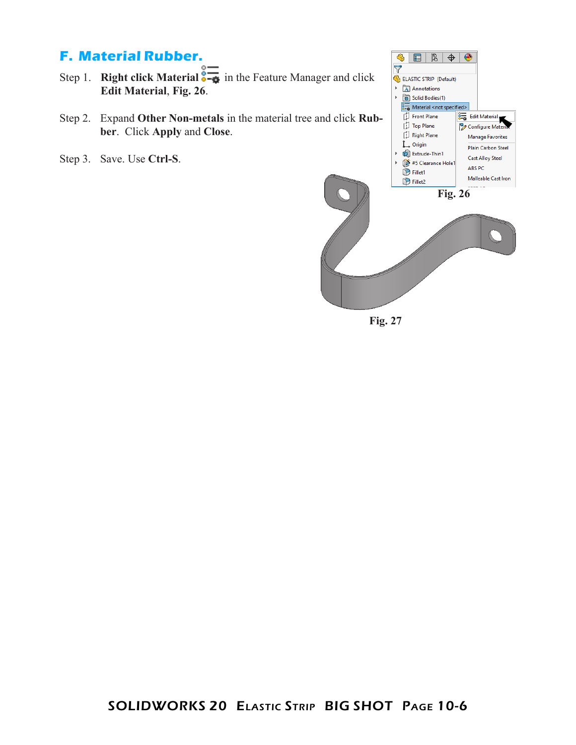## F. Material Rubber.

Step 1. **Right click Material** in the Feature Manager and click **Edit Material**, **Fig. 26**.

Step 2. Expand **Other Non-metals** in the material tree and click **Rubber**. Click **Apply** and **Close**.

Step 3. Save. Use **Ctrl-S**.

**Fig. 26**

**Fig. 27**